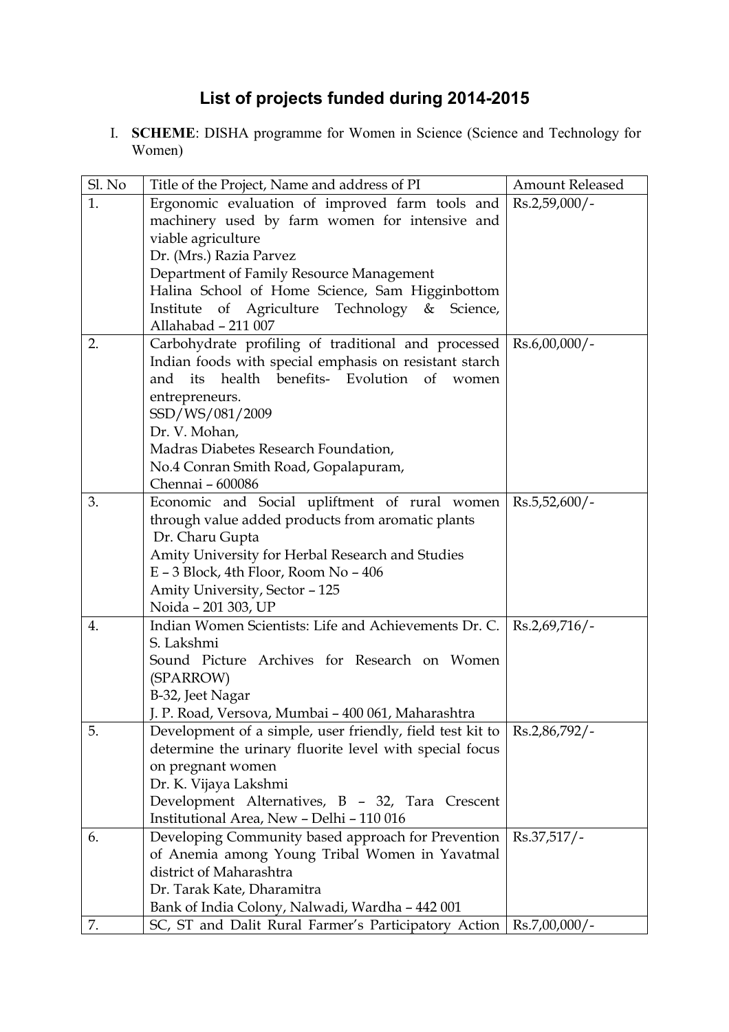# List of projects funded during 2014-2015

I. **SCHEME**: DISHA programme for Women in Science (Science and Technology for Women)

| Sl. No | Title of the Project, Name and address of PI | Amount Released |
|---|---|---|
| 1. | Ergonomic evaluation of improved farm tools and machinery used by farm women for intensive and viable agriculture<br>Dr. (Mrs.) Razia Parvez<br>Department of Family Resource Management<br>Halina School of Home Science, Sam Higginbottom Institute of Agriculture Technology & Science, Allahabad – 211 007 | Rs.2,59,000/- |
| 2. | Carbohydrate profiling of traditional and processed Indian foods with special emphasis on resistant starch and its health benefits- Evolution of women entrepreneurs.<br>SSD/WS/081/2009<br>Dr. V. Mohan,<br>Madras Diabetes Research Foundation,<br>No.4 Conran Smith Road, Gopalapuram,<br>Chennai – 600086 | Rs.6,00,000/- |
| 3. | Economic and Social upliftment of rural women through value added products from aromatic plants<br>Dr. Charu Gupta<br>Amity University for Herbal Research and Studies<br>E – 3 Block, 4th Floor, Room No – 406<br>Amity University, Sector – 125<br>Noida – 201 303, UP | Rs.5,52,600/- |
| 4. | Indian Women Scientists: Life and Achievements Dr. C. S. Lakshmi<br>Sound Picture Archives for Research on Women (SPARROW)<br>B-32, Jeet Nagar<br>J. P. Road, Versova, Mumbai – 400 061, Maharashtra | Rs.2,69,716/- |
| 5. | Development of a simple, user friendly, field test kit to determine the urinary fluorite level with special focus on pregnant women<br>Dr. K. Vijaya Lakshmi<br>Development Alternatives, B – 32, Tara Crescent Institutional Area, New – Delhi – 110 016 | Rs.2,86,792/- |
| 6. | Developing Community based approach for Prevention of Anemia among Young Tribal Women in Yavatmal district of Maharashtra<br>Dr. Tarak Kate, Dharamitra<br>Bank of India Colony, Nalwadi, Wardha – 442 001 | Rs.37,517/- |
| 7. | SC, ST and Dalit Rural Farmer's Participatory Action | Rs.7,00,000/- |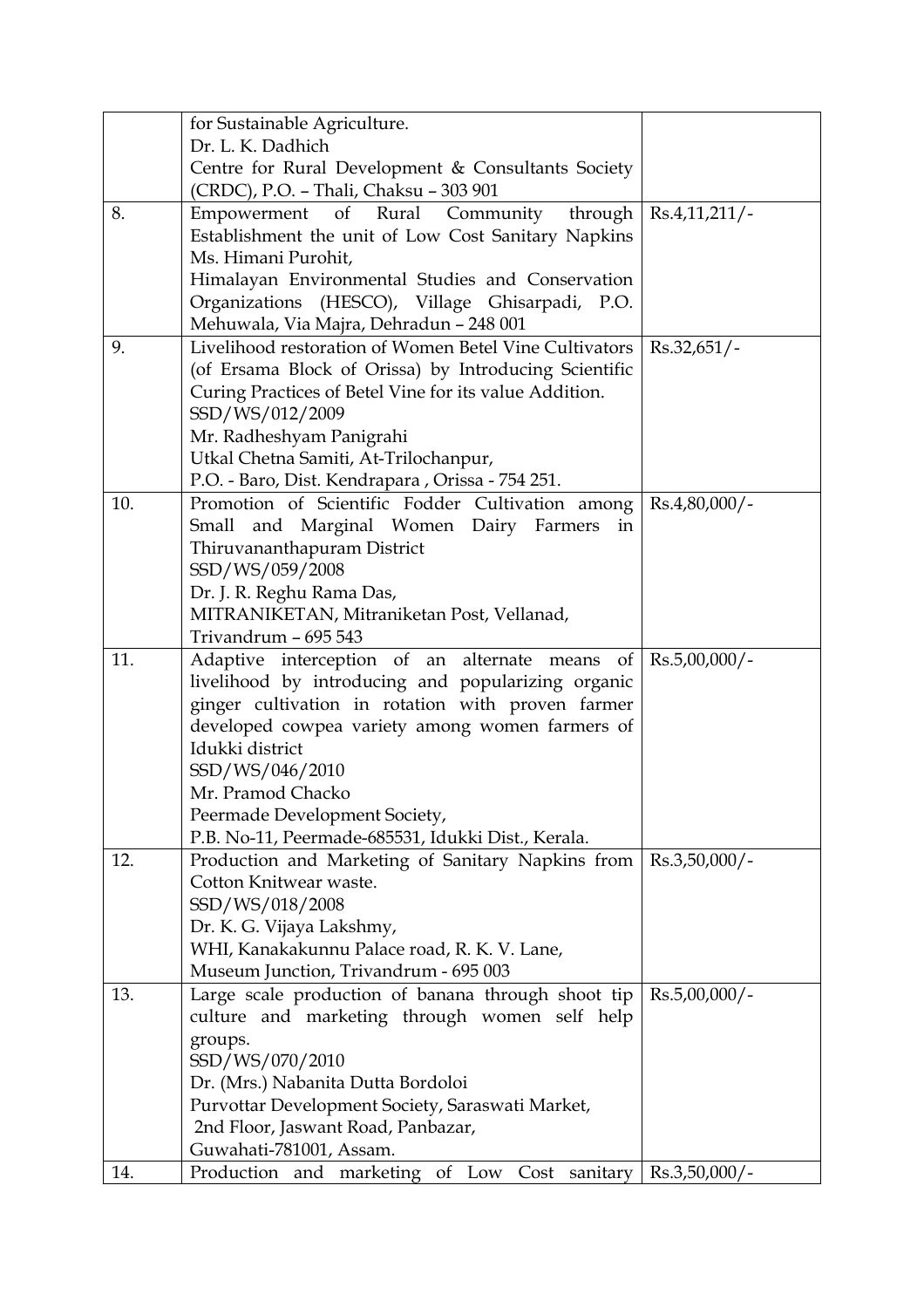|  |  |  |
| --- | --- | --- |
|  | for Sustainable Agriculture.<br>Dr. L. K. Dadhich<br>Centre for Rural Development & Consultants Society (CRDC), P.O. – Thali, Chaksu – 303 901 |  |
| 8. | Empowerment of Rural Community through Establishment the unit of Low Cost Sanitary Napkins<br>Ms. Himani Purohit,<br>Himalayan Environmental Studies and Conservation Organizations (HESCO), Village Ghisarpadi, P.O. Mehuwala, Via Majra, Dehradun – 248 001 | Rs.4,11,211/- |
| 9. | Livelihood restoration of Women Betel Vine Cultivators (of Ersama Block of Orissa) by Introducing Scientific Curing Practices of Betel Vine for its value Addition.<br>SSD/WS/012/2009<br>Mr. Radheshyam Panigrahi<br>Utkal Chetna Samiti, At-Trilochanpur,<br>P.O. - Baro, Dist. Kendrapara , Orissa - 754 251. | Rs.32,651/- |
| 10. | Promotion of Scientific Fodder Cultivation among Small and Marginal Women Dairy Farmers in Thiruvananthapuram District<br>SSD/WS/059/2008<br>Dr. J. R. Reghu Rama Das,<br>MITRANIKETAN, Mitraniketan Post, Vellanad,<br>Trivandrum – 695 543 | Rs.4,80,000/- |
| 11. | Adaptive interception of an alternate means of livelihood by introducing and popularizing organic ginger cultivation in rotation with proven farmer developed cowpea variety among women farmers of Idukki district<br>SSD/WS/046/2010<br>Mr. Pramod Chacko<br>Peermade Development Society,<br>P.B. No-11, Peermade-685531, Idukki Dist., Kerala. | Rs.5,00,000/- |
| 12. | Production and Marketing of Sanitary Napkins from Cotton Knitwear waste.<br>SSD/WS/018/2008<br>Dr. K. G. Vijaya Lakshmy,<br>WHI, Kanakakunnu Palace road, R. K. V. Lane,<br>Museum Junction, Trivandrum - 695 003 | Rs.3,50,000/- |
| 13. | Large scale production of banana through shoot tip culture and marketing through women self help groups.<br>SSD/WS/070/2010<br>Dr. (Mrs.) Nabanita Dutta Bordoloi<br>Purvottar Development Society, Saraswati Market,<br>2nd Floor, Jaswant Road, Panbazar,<br>Guwahati-781001, Assam. | Rs.5,00,000/- |
| 14. | Production and marketing of Low Cost sanitary | Rs.3,50,000/- |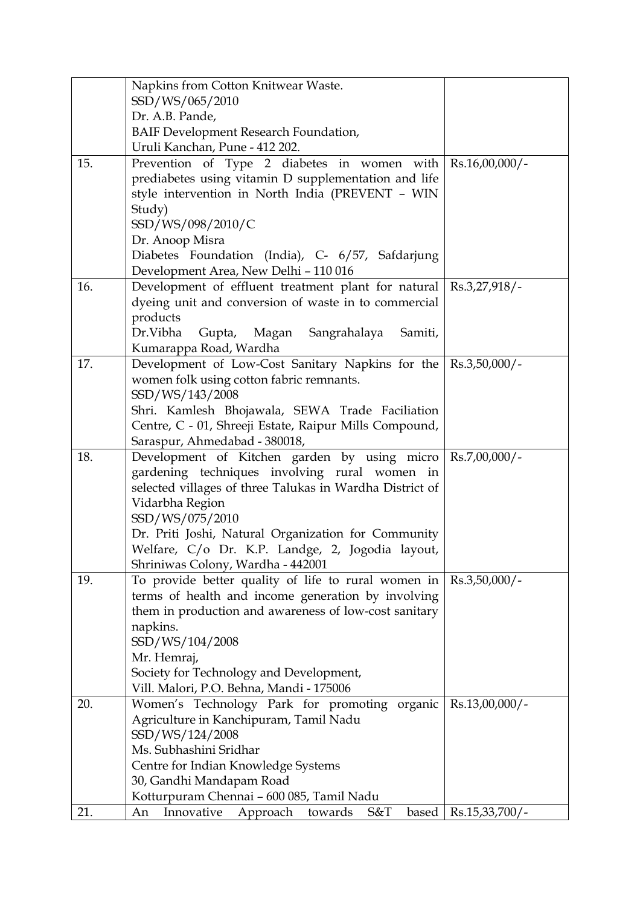|  |  |  |
|---|---|---|
|  | Napkins from Cotton Knitwear Waste.<br>SSD/WS/065/2010<br>Dr. A.B. Pande,<br>BAIF Development Research Foundation,<br>Uruli Kanchan, Pune - 412 202. |  |
| 15. | Prevention of Type 2 diabetes in women with prediabetes using vitamin D supplementation and life style intervention in North India (PREVENT – WIN Study)<br>SSD/WS/098/2010/C<br>Dr. Anoop Misra<br>Diabetes Foundation (India), C- 6/57, Safdarjung Development Area, New Delhi – 110 016 | Rs.16,00,000/- |
| 16. | Development of effluent treatment plant for natural dyeing unit and conversion of waste in to commercial products<br>Dr.Vibha Gupta, Magan Sangrahalaya Samiti, Kumarappa Road, Wardha | Rs.3,27,918/- |
| 17. | Development of Low-Cost Sanitary Napkins for the women folk using cotton fabric remnants.<br>SSD/WS/143/2008<br>Shri. Kamlesh Bhojawala, SEWA Trade Faciliation Centre, C - 01, Shreeji Estate, Raipur Mills Compound, Saraspur, Ahmedabad - 380018, | Rs.3,50,000/- |
| 18. | Development of Kitchen garden by using micro gardening techniques involving rural women in selected villages of three Talukas in Wardha District of Vidarbha Region<br>SSD/WS/075/2010<br>Dr. Priti Joshi, Natural Organization for Community Welfare, C/o Dr. K.P. Landge, 2, Jogodia layout, Shriniwas Colony, Wardha - 442001 | Rs.7,00,000/- |
| 19. | To provide better quality of life to rural women in terms of health and income generation by involving them in production and awareness of low-cost sanitary napkins.<br>SSD/WS/104/2008<br>Mr. Hemraj,<br>Society for Technology and Development,<br>Vill. Malori, P.O. Behna, Mandi - 175006 | Rs.3,50,000/- |
| 20. | Women's Technology Park for promoting organic Agriculture in Kanchipuram, Tamil Nadu<br>SSD/WS/124/2008<br>Ms. Subhashini Sridhar<br>Centre for Indian Knowledge Systems<br>30, Gandhi Mandapam Road<br>Kotturpuram Chennai – 600 085, Tamil Nadu | Rs.13,00,000/- |
| 21. | An Innovative Approach towards S&T based | Rs.15,33,700/- |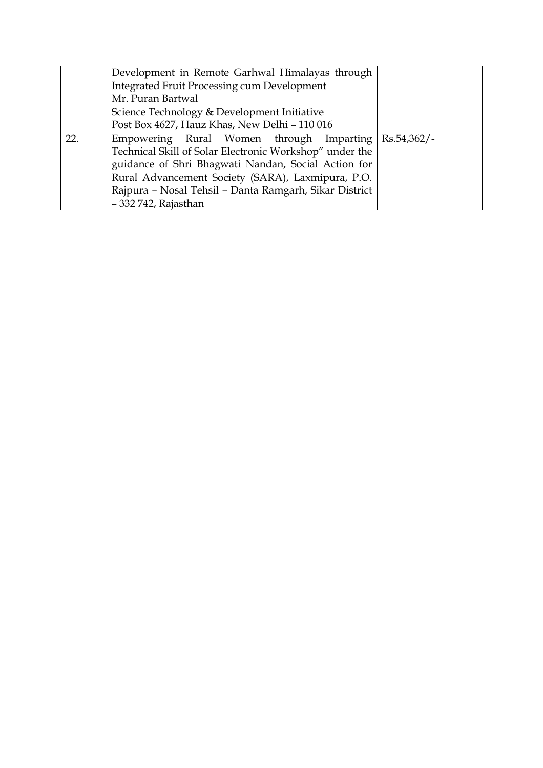| | | |
|---|---|---|
| | Development in Remote Garhwal Himalayas through Integrated Fruit Processing cum Development<br>Mr. Puran Bartwal<br>Science Technology & Development Initiative<br>Post Box 4627, Hauz Khas, New Delhi – 110 016 | |
| 22. | Empowering Rural Women through Imparting Technical Skill of Solar Electronic Workshop" under the guidance of Shri Bhagwati Nandan, Social Action for Rural Advancement Society (SARA), Laxmipura, P.O. Rajpura – Nosal Tehsil – Danta Ramgarh, Sikar District – 332 742, Rajasthan | Rs.54,362/- |